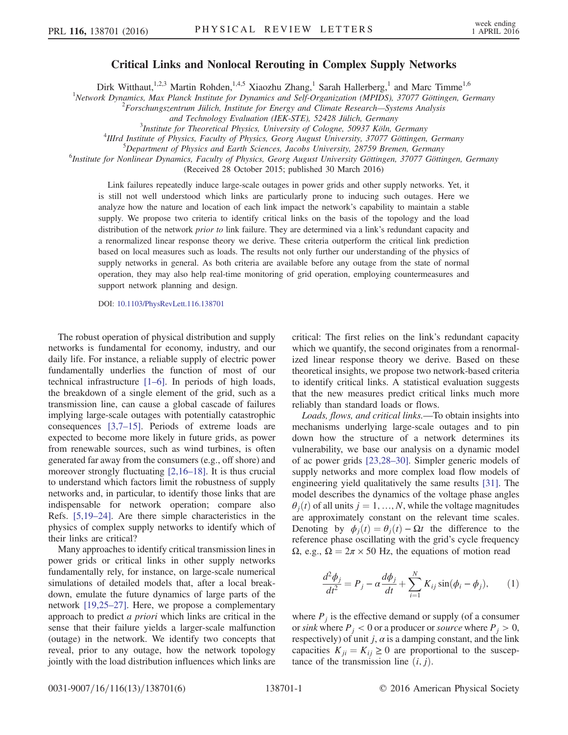# Critical Links and Nonlocal Rerouting in Complex Supply Networks

Dirk Witthaut,[1,2,3] Martin Rohden,[1,4,5] Xiaozhu Zhang,[1] Sarah Hallerberg,[1] and Marc Timme[1,6]

[1] Network Dynamics, Max Planck Institute for Dynamics and Self-Organization (MPIDS), 37077 Göttingen, Germany
[2] Forschungszentrum Jülich, Institute for Energy and Climate Research—Systems Analysis and Technology Evaluation (IEK-STE), 52428 Jülich, Germany
[3] Institute for Theoretical Physics, University of Cologne, 50937 Köln, Germany
[4] IIIrd Institute of Physics, Faculty of Physics, Georg August University Göttingen, 37077 Göttingen, Germany
[5] Department of Physics and Earth Sciences, Jacobs University, 28759 Bremen, Germany
[6] Institute for Nonlinear Dynamics, Faculty of Physics, Georg August University Göttingen, 37077 Göttingen, Germany

(Received 28 October 2015; published 30 March 2016)

Link failures repeatedly induce large-scale outages in power grids and other supply networks. Yet, it is still not well understood which links are particularly prone to inducing such outages. Here we analyze how the nature and location of each link impact the network's capability to maintain a stable supply. We propose two criteria to identify critical links on the basis of the topology and the load distribution of the network *prior to* link failure. They are determined via a link's redundant capacity and a renormalized linear response theory we derive. These criteria outperform the critical link prediction based on local measures such as loads. The results not only further our understanding of the physics of supply networks in general. As both criteria are available before any outage from the state of normal operation, they may also help real-time monitoring of grid operation, employing countermeasures and support network planning and design.

DOI: 10.1103/PhysRevLett.116.138701

The robust operation of physical distribution and supply networks is fundamental for economy, industry, and our daily life. For instance, a reliable supply of electric power fundamentally underlies the function of most of our technical infrastructure [1–6]. In periods of high loads, the breakdown of a single element of the grid, such as a transmission line, can cause a global cascade of failures implying large-scale outages with potentially catastrophic consequences [3,7–15]. Periods of extreme loads are expected to become more likely in future grids, as power from renewable sources, such as wind turbines, is often generated far away from the consumers (e.g., off shore) and moreover strongly fluctuating [2,16–18]. It is thus crucial to understand which factors limit the robustness of supply networks and, in particular, to identify those links that are indispensable for network operation; compare also Refs. [5,19–24]. Are there simple characteristics in the physics of complex supply networks to identify which of their links are critical?

Many approaches to identify critical transmission lines in power grids or critical links in other supply networks fundamentally rely, for instance, on large-scale numerical simulations of detailed models that, after a local breakdown, emulate the future dynamics of large parts of the network [19,25–27]. Here, we propose a complementary approach to predict *a priori* which links are critical in the sense that their failure yields a larger-scale malfunction (outage) in the network. We identify two concepts that reveal, prior to any outage, how the network topology jointly with the load distribution influences which links are critical: The first relies on the link's redundant capacity which we quantify, the second originates from a renormalized linear response theory we derive. Based on these theoretical insights, we propose two network-based criteria to identify critical links. A statistical evaluation suggests that the new measures predict critical links much more reliably than standard loads or flows.

*Loads, flows, and critical links.*—To obtain insights into mechanisms underlying large-scale outages and to pin down how the structure of a network determines its vulnerability, we base our analysis on a dynamic model of ac power grids [23,28–30]. Simpler generic models of supply networks and more complex load flow models of engineering yield qualitatively the same results [31]. The model describes the dynamics of the voltage phase angles $\theta_j(t)$ of all units $j = 1, \ldots, N$, while the voltage magnitudes are approximately constant on the relevant time scales. Denoting by $\phi_j(t) = \theta_j(t) - \Omega t$ the difference to the reference phase oscillating with the grid's cycle frequency $\Omega$, e.g., $\Omega = 2\pi \times 50$ Hz, the equations of motion read

$$\frac{d^2\phi_j}{dt^2} = P_j - \alpha \frac{d\phi_j}{dt} + \sum_{i=1}^{N} K_{ij} \sin(\phi_i - \phi_j), \qquad (1)$$

where $P_j$ is the effective demand or supply (of a consumer or *sink* where $P_j < 0$ or a producer or *source* where $P_j > 0$, respectively) of unit $j$, $\alpha$ is a damping constant, and the link capacities $K_{ji} = K_{ij} \geq 0$ are proportional to the susceptance of the transmission line $(i, j)$.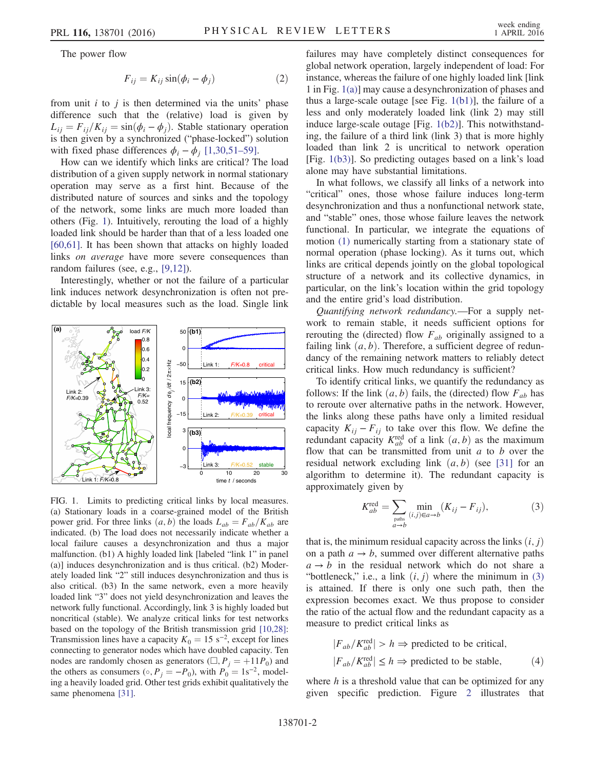The power flow

$$F_{ij} = K_{ij} \sin(\phi_i - \phi_j) \tag{2}$$

from unit $i$ to $j$ is then determined via the units' phase difference such that the (relative) load is given by $L_{ij} = F_{ij}/K_{ij} = \sin(\phi_i - \phi_j)$. Stable stationary operation is then given by a synchronized ("phase-locked") solution with fixed phase differences $\phi_i - \phi_j$ [1,30,51–59].

How can we identify which links are critical? The load distribution of a given supply network in normal stationary operation may serve as a first hint. Because of the distributed nature of sources and sinks and the topology of the network, some links are much more loaded than others (Fig. 1). Intuitively, rerouting the load of a highly loaded link should be harder than that of a less loaded one [60,61]. It has been shown that attacks on highly loaded links *on average* have more severe consequences than random failures (see, e.g., [9,12]).

Interestingly, whether or not the failure of a particular link induces network desynchronization is often not predictable by local measures such as the load. Single link failures may have completely distinct consequences for global network operation, largely independent of load: For instance, whereas the failure of one highly loaded link [link 1 in Fig. 1(a)] may cause a desynchronization of phases and thus a large-scale outage [see Fig. 1(b1)], the failure of a less and only moderately loaded link (link 2) may still induce large-scale outage [Fig. 1(b2)]. This notwithstanding, the failure of a third link (link 3) that is more highly loaded than link 2 is uncritical to network operation [Fig. 1(b3)]. So predicting outages based on a link's load alone may have substantial limitations.

FIG. 1. Limits to predicting critical links by local measures. (a) Stationary loads in a coarse-grained model of the British power grid. For three links $(a, b)$ the loads $L_{ab} = F_{ab}/K_{ab}$ are indicated. (b) The load does not necessarily indicate whether a local failure causes a desynchronization and thus a major malfunction. (b1) A highly loaded link [labeled "link 1" in panel (a)] induces desynchronization and is thus critical. (b2) Moderately loaded link "2" still induces desynchronization and thus is also critical. (b3) In the same network, even a more heavily loaded link "3" does not yield desynchronization and leaves the network fully functional. Accordingly, link 3 is highly loaded but noncritical (stable). We analyze critical links for test networks based on the topology of the British transmission grid [10,28]: Transmission lines have a capacity $K_0 = 15\ \mathrm{s}^{-2}$, except for lines connecting to generator nodes which have doubled capacity. Ten nodes are randomly chosen as generators ($\square$, $P_j = +11P_0$) and the others as consumers ($\circ$, $P_j = -P_0$), with $P_0 = 1\mathrm{s}^{-2}$, modeling a heavily loaded grid. Other test grids exhibit qualitatively the same phenomena [31].

In what follows, we classify all links of a network into "critical" ones, those whose failure induces long-term desynchronization and thus a nonfunctional network state, and "stable" ones, those whose failure leaves the network functional. In particular, we integrate the equations of motion (1) numerically starting from a stationary state of normal operation (phase locking). As it turns out, which links are critical depends jointly on the global topological structure of a network and its collective dynamics, in particular, on the link's location within the grid topology and the entire grid's load distribution.

*Quantifying network redundancy.*—For a supply network to remain stable, it needs sufficient options for rerouting the (directed) flow $F_{ab}$ originally assigned to a failing link $(a, b)$. Therefore, a sufficient degree of redundancy of the remaining network matters to reliably detect critical links. How much redundancy is sufficient?

To identify critical links, we quantify the redundancy as follows: If the link $(a, b)$ fails, the (directed) flow $F_{ab}$ has to reroute over alternative paths in the network. However, the links along these paths have only a limited residual capacity $K_{ij} - F_{ij}$ to take over this flow. We define the redundant capacity $K_{ab}^{\mathrm{red}}$ of a link $(a, b)$ as the maximum flow that can be transmitted from unit $a$ to $b$ over the residual network excluding link $(a, b)$ (see [31] for an algorithm to determine it). The redundant capacity is approximately given by

$$K_{ab}^{\mathrm{red}} = \sum_{\substack{\text{paths} \\ a \to b}} \min_{(i,j) \in a \to b} (K_{ij} - F_{ij}), \tag{3}$$

that is, the minimum residual capacity across the links $(i, j)$ on a path $a \to b$, summed over different alternative paths $a \to b$ in the residual network which do not share a "bottleneck," i.e., a link $(i, j)$ where the minimum in (3) is attained. If there is only one such path, then the expression becomes exact. We thus propose to consider the ratio of the actual flow and the redundant capacity as a measure to predict critical links as

$$\begin{aligned} |F_{ab}/K_{ab}^{\mathrm{red}}| > h &\Rightarrow \text{predicted to be critical}, \\ |F_{ab}/K_{ab}^{\mathrm{red}}| \leq h &\Rightarrow \text{predicted to be stable}, \end{aligned} \tag{4}$$

where $h$ is a threshold value that can be optimized for any given specific prediction. Figure 2 illustrates that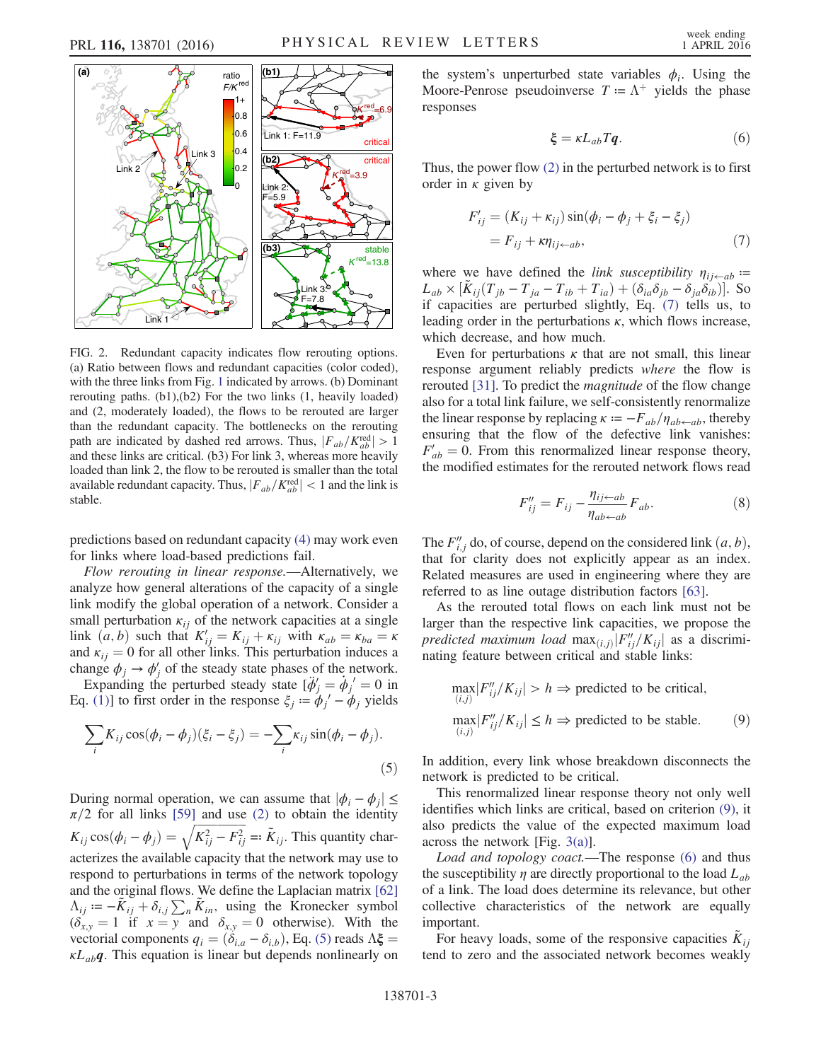FIG. 2. Redundant capacity indicates flow rerouting options. (a) Ratio between flows and redundant capacities (color coded), with the three links from Fig. 1 indicated by arrows. (b) Dominant rerouting paths. (b1),(b2) For the two links (1, heavily loaded) and (2, moderately loaded), the flows to be rerouted are larger than the redundant capacity. The bottlenecks on the rerouting path are indicated by dashed red arrows. Thus, $|F_{ab}/K_{ab}^{\text{red}}| > 1$ and these links are critical. (b3) For link 3, whereas more heavily loaded than link 2, the flow to be rerouted is smaller than the total available redundant capacity. Thus, $|F_{ab}/K_{ab}^{\text{red}}| < 1$ and the link is stable.

predictions based on redundant capacity (4) may work even for links where load-based predictions fail.

*Flow rerouting in linear response.*—Alternatively, we analyze how general alterations of the capacity of a single link modify the global operation of a network. Consider a small perturbation $\kappa_{ij}$ of the network capacities at a single link $(a, b)$ such that $K'_{ij} = K_{ij} + \kappa_{ij}$ with $\kappa_{ab} = \kappa_{ba} = \kappa$ and $\kappa_{ij} = 0$ for all other links. This perturbation induces a change $\phi_j \to \phi'_j$ of the steady state phases of the network.

Expanding the perturbed steady state $[\ddot{\phi}'_j = \dot{\phi}_j{}' = 0$ in Eq. (1)] to first order in the response $\xi_j := \phi_j{}' - \phi_j$ yields

$$\sum_i K_{ij} \cos(\phi_i - \phi_j)(\xi_i - \xi_j) = -\sum_i \kappa_{ij} \sin(\phi_i - \phi_j). \tag{5}$$

During normal operation, we can assume that $|\phi_i - \phi_j| \leq \pi/2$ for all links [59] and use (2) to obtain the identity $K_{ij} \cos(\phi_i - \phi_j) = \sqrt{K_{ij}^2 - F_{ij}^2} =: \tilde{K}_{ij}$. This quantity characterizes the available capacity that the network may use to respond to perturbations in terms of the network topology and the original flows. We define the Laplacian matrix [62] $\Lambda_{ij} := -\tilde{K}_{ij} + \delta_{i,j} \sum_n \tilde{K}_{in}$, using the Kronecker symbol ($\delta_{x,y} = 1$ if $x = y$ and $\delta_{x,y} = 0$ otherwise). With the vectorial components $q_i = (\delta_{i,a} - \delta_{i,b})$, Eq. (5) reads $\Lambda \boldsymbol{\xi} = \kappa L_{ab} \boldsymbol{q}$. This equation is linear but depends nonlinearly on the system's unperturbed state variables $\phi_i$. Using the Moore-Penrose pseudoinverse $T := \Lambda^+$ yields the phase responses

$$\boldsymbol{\xi} = \kappa L_{ab} T \boldsymbol{q}. \tag{6}$$

Thus, the power flow (2) in the perturbed network is to first order in $\kappa$ given by

$$\begin{aligned} F'_{ij} &= (K_{ij} + \kappa_{ij}) \sin(\phi_i - \phi_j + \xi_i - \xi_j) \\ &= F_{ij} + \kappa \eta_{ij \leftarrow ab}, \end{aligned} \tag{7}$$

where we have defined the *link susceptibility* $\eta_{ij\leftarrow ab} := L_{ab} \times [\tilde{K}_{ij}(T_{jb} - T_{ja} - T_{ib} + T_{ia}) + (\delta_{ia}\delta_{jb} - \delta_{ja}\delta_{ib})]$. So if capacities are perturbed slightly, Eq. (7) tells us, to leading order in the perturbations $\kappa$, which flows increase, which decrease, and how much.

Even for perturbations $\kappa$ that are not small, this linear response argument reliably predicts *where* the flow is rerouted [31]. To predict the *magnitude* of the flow change also for a total link failure, we self-consistently renormalize the linear response by replacing $\kappa := -F_{ab}/\eta_{ab\leftarrow ab}$, thereby ensuring that the flow of the defective link vanishes: $F'_{ab} = 0$. From this renormalized linear response theory, the modified estimates for the rerouted network flows read

$$F''_{ij} = F_{ij} - \frac{\eta_{ij\leftarrow ab}}{\eta_{ab\leftarrow ab}} F_{ab}. \tag{8}$$

The $F''_{i,j}$ do, of course, depend on the considered link $(a, b)$, that for clarity does not explicitly appear as an index. Related measures are used in engineering where they are referred to as line outage distribution factors [63].

As the rerouted total flows on each link must not be larger than the respective link capacities, we propose the *predicted maximum load* $\max_{(i,j)} |F''_{ij}/K_{ij}|$ as a discriminating feature between critical and stable links:

$$\begin{aligned} &\max_{(i,j)} |F''_{ij}/K_{ij}| > h \Rightarrow \text{predicted to be critical}, \\ &\max_{(i,j)} |F''_{ij}/K_{ij}| \leq h \Rightarrow \text{predicted to be stable}. \end{aligned} \tag{9}$$

In addition, every link whose breakdown disconnects the network is predicted to be critical.

This renormalized linear response theory not only well identifies which links are critical, based on criterion (9), it also predicts the value of the expected maximum load across the network [Fig. 3(a)].

*Load and topology coact.*—The response (6) and thus the susceptibility $\eta$ are directly proportional to the load $L_{ab}$ of a link. The load does determine its relevance, but other collective characteristics of the network are equally important.

For heavy loads, some of the responsive capacities $\tilde{K}_{ij}$ tend to zero and the associated network becomes weakly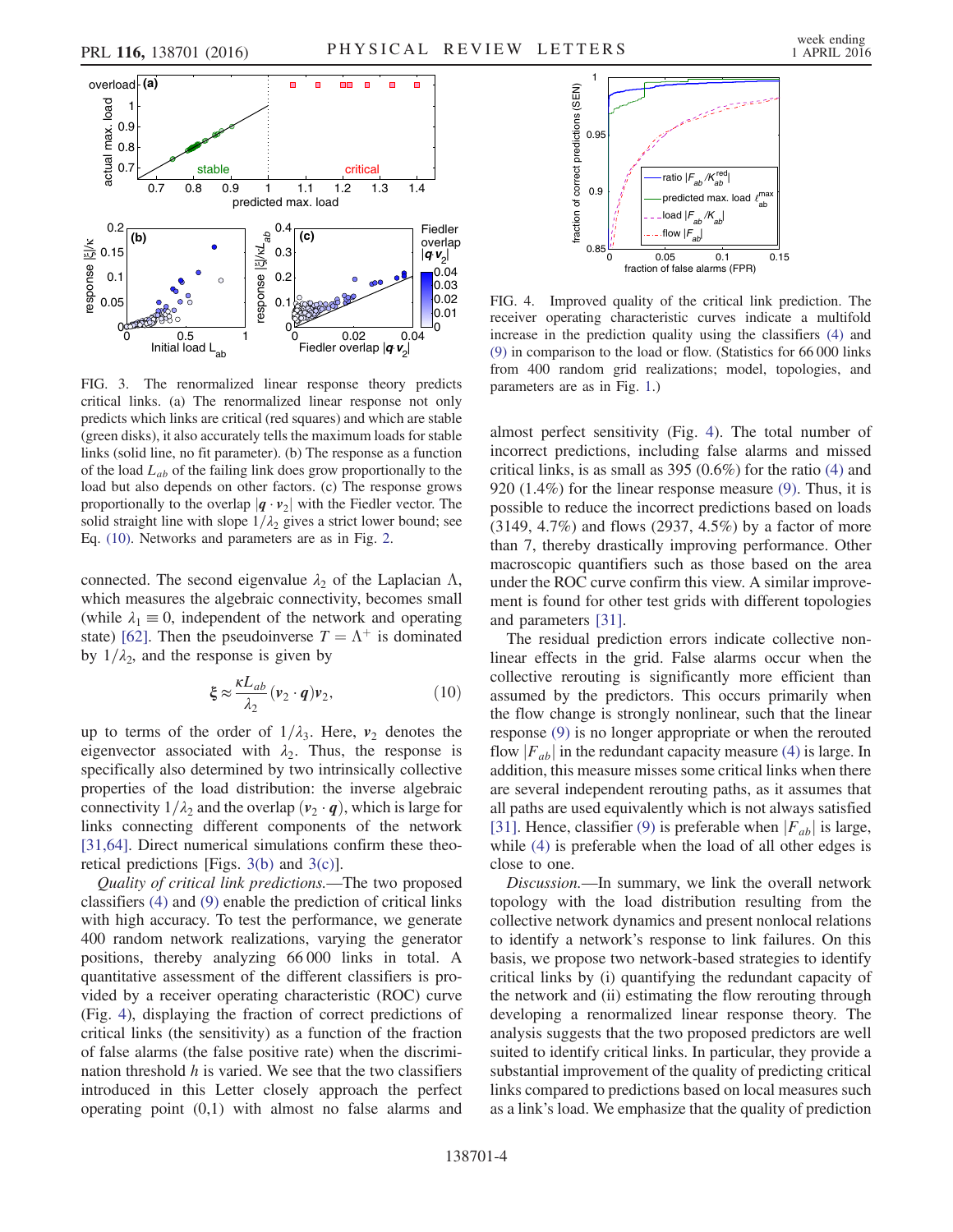FIG. 3. The renormalized linear response theory predicts critical links. (a) The renormalized linear response not only predicts which links are critical (red squares) and which are stable (green disks), it also accurately tells the maximum loads for stable links (solid line, no fit parameter). (b) The response as a function of the load $L_{ab}$ of the failing link does grow proportionally to the load but also depends on other factors. (c) The response grows proportionally to the overlap $|\boldsymbol{q} \cdot \boldsymbol{v}_2|$ with the Fiedler vector. The solid straight line with slope $1/\lambda_2$ gives a strict lower bound; see Eq. (10). Networks and parameters are as in Fig. 2.

connected. The second eigenvalue $\lambda_2$ of the Laplacian $\Lambda$, which measures the algebraic connectivity, becomes small (while $\lambda_1 \equiv 0$, independent of the network and operating state) [62]. Then the pseudoinverse $T = \Lambda^+$ is dominated by $1/\lambda_2$, and the response is given by

$$\boldsymbol{\xi} \approx \frac{\kappa L_{ab}}{\lambda_2} (\boldsymbol{v}_2 \cdot \boldsymbol{q}) \boldsymbol{v}_2, \tag{10}$$

up to terms of the order of $1/\lambda_3$. Here, $\boldsymbol{v}_2$ denotes the eigenvector associated with $\lambda_2$. Thus, the response is specifically also determined by two intrinsically collective properties of the load distribution: the inverse algebraic connectivity $1/\lambda_2$ and the overlap $(\boldsymbol{v}_2 \cdot \boldsymbol{q})$, which is large for links connecting different components of the network [31,64]. Direct numerical simulations confirm these theoretical predictions [Figs. 3(b) and 3(c)].

*Quality of critical link predictions.*—The two proposed classifiers (4) and (9) enable the prediction of critical links with high accuracy. To test the performance, we generate 400 random network realizations, varying the generator positions, thereby analyzing 66 000 links in total. A quantitative assessment of the different classifiers is provided by a receiver operating characteristic (ROC) curve (Fig. 4), displaying the fraction of correct predictions of critical links (the sensitivity) as a function of the fraction of false alarms (the false positive rate) when the discrimination threshold $h$ is varied. We see that the two classifiers introduced in this Letter closely approach the perfect operating point (0,1) with almost no false alarms and almost perfect sensitivity (Fig. 4). The total number of incorrect predictions, including false alarms and missed critical links, is as small as 395 (0.6%) for the ratio (4) and 920 (1.4%) for the linear response measure (9). Thus, it is possible to reduce the incorrect predictions based on loads (3149, 4.7%) and flows (2937, 4.5%) by a factor of more than 7, thereby drastically improving performance. Other macroscopic quantifiers such as those based on the area under the ROC curve confirm this view. A similar improvement is found for other test grids with different topologies and parameters [31].

FIG. 4. Improved quality of the critical link prediction. The receiver operating characteristic curves indicate a multifold increase in the prediction quality using the classifiers (4) and (9) in comparison to the load or flow. (Statistics for 66 000 links from 400 random grid realizations; model, topologies, and parameters are as in Fig. 1.)

The residual prediction errors indicate collective nonlinear effects in the grid. False alarms occur when the collective rerouting is significantly more efficient than assumed by the predictors. This occurs primarily when the flow change is strongly nonlinear, such that the linear response (9) is no longer appropriate or when the rerouted flow $|F_{ab}|$ in the redundant capacity measure (4) is large. In addition, this measure misses some critical links when there are several independent rerouting paths, as it assumes that all paths are used equivalently which is not always satisfied [31]. Hence, classifier (9) is preferable when $|F_{ab}|$ is large, while (4) is preferable when the load of all other edges is close to one.

*Discussion.*—In summary, we link the overall network topology with the load distribution resulting from the collective network dynamics and present nonlocal relations to identify a network's response to link failures. On this basis, we propose two network-based strategies to identify critical links by (i) quantifying the redundant capacity of the network and (ii) estimating the flow rerouting through developing a renormalized linear response theory. The analysis suggests that the two proposed predictors are well suited to identify critical links. In particular, they provide a substantial improvement of the quality of predicting critical links compared to predictions based on local measures such as a link's load. We emphasize that the quality of prediction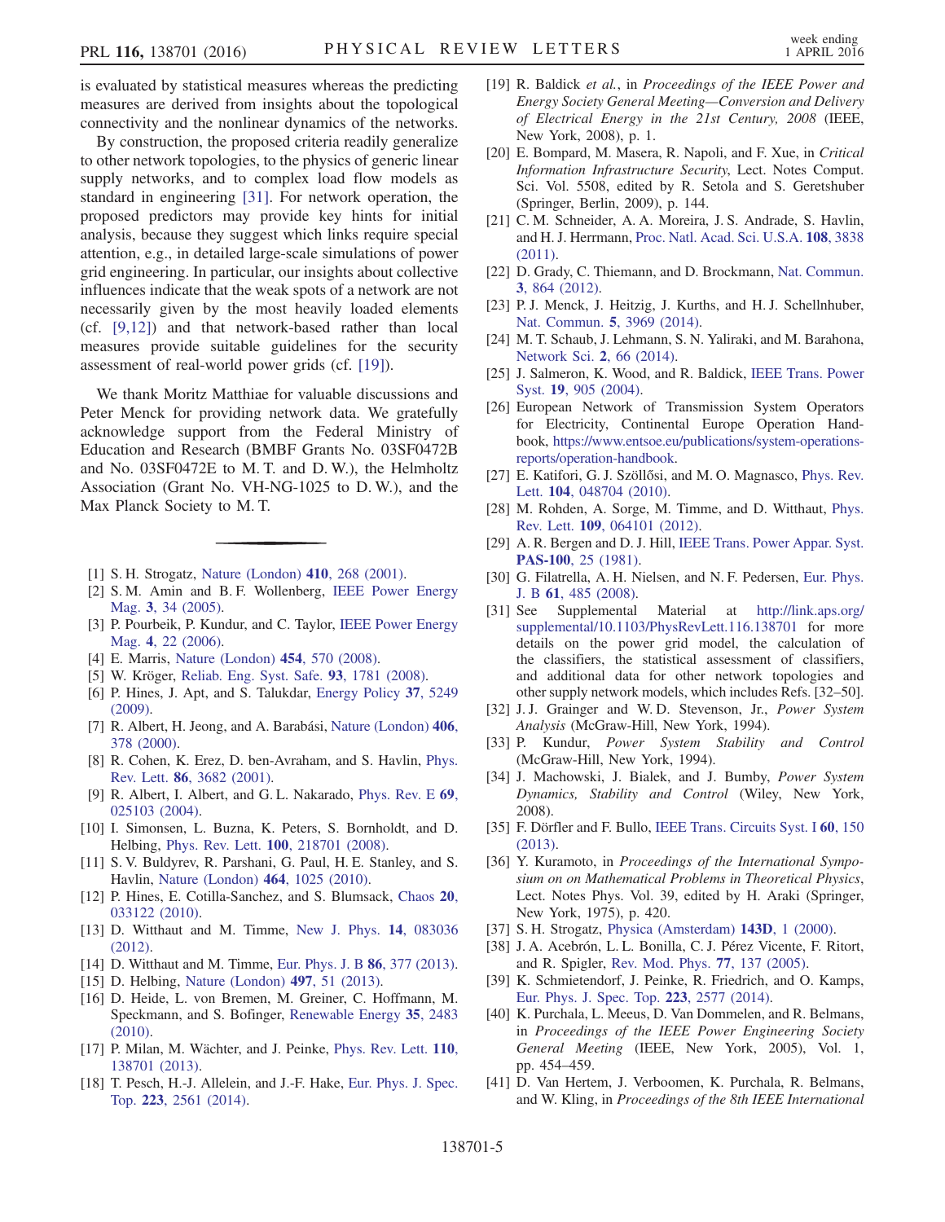is evaluated by statistical measures whereas the predicting measures are derived from insights about the topological connectivity and the nonlinear dynamics of the networks.

By construction, the proposed criteria readily generalize to other network topologies, to the physics of generic linear supply networks, and to complex load flow models as standard in engineering [31]. For network operation, the proposed predictors may provide key hints for initial analysis, because they suggest which links require special attention, e.g., in detailed large-scale simulations of power grid engineering. In particular, our insights about collective influences indicate that the weak spots of a network are not necessarily given by the most heavily loaded elements (cf. [9,12]) and that network-based rather than local measures provide suitable guidelines for the security assessment of real-world power grids (cf. [19]).

We thank Moritz Matthiae for valuable discussions and Peter Menck for providing network data. We gratefully acknowledge support from the Federal Ministry of Education and Research (BMBF Grants No. 03SF0472B and No. 03SF0472E to M. T. and D. W.), the Helmholtz Association (Grant No. VH-NG-1025 to D. W.), and the Max Planck Society to M. T.

---

[1] S. H. Strogatz, Nature (London) **410**, 268 (2001).

[2] S. M. Amin and B. F. Wollenberg, IEEE Power Energy Mag. **3**, 34 (2005).

[3] P. Pourbeik, P. Kundur, and C. Taylor, IEEE Power Energy Mag. **4**, 22 (2006).

[4] E. Marris, Nature (London) **454**, 570 (2008).

[5] W. Kröger, Reliab. Eng. Syst. Safe. **93**, 1781 (2008).

[6] P. Hines, J. Apt, and S. Talukdar, Energy Policy **37**, 5249 (2009).

[7] R. Albert, H. Jeong, and A. Barabási, Nature (London) **406**, 378 (2000).

[8] R. Cohen, K. Erez, D. ben-Avraham, and S. Havlin, Phys. Rev. Lett. **86**, 3682 (2001).

[9] R. Albert, I. Albert, and G. L. Nakarado, Phys. Rev. E **69**, 025103 (2004).

[10] I. Simonsen, L. Buzna, K. Peters, S. Bornholdt, and D. Helbing, Phys. Rev. Lett. **100**, 218701 (2008).

[11] S. V. Buldyrev, R. Parshani, G. Paul, H. E. Stanley, and S. Havlin, Nature (London) **464**, 1025 (2010).

[12] P. Hines, E. Cotilla-Sanchez, and S. Blumsack, Chaos **20**, 033122 (2010).

[13] D. Witthaut and M. Timme, New J. Phys. **14**, 083036 (2012).

[14] D. Witthaut and M. Timme, Eur. Phys. J. B **86**, 377 (2013).

[15] D. Helbing, Nature (London) **497**, 51 (2013).

[16] D. Heide, L. von Bremen, M. Greiner, C. Hoffmann, M. Speckmann, and S. Bofinger, Renewable Energy **35**, 2483 (2010).

[17] P. Milan, M. Wächter, and J. Peinke, Phys. Rev. Lett. **110**, 138701 (2013).

[18] T. Pesch, H.-J. Allelein, and J.-F. Hake, Eur. Phys. J. Spec. Top. **223**, 2561 (2014).

[19] R. Baldick *et al.*, in *Proceedings of the IEEE Power and Energy Society General Meeting—Conversion and Delivery of Electrical Energy in the 21st Century, 2008* (IEEE, New York, 2008), p. 1.

[20] E. Bompard, M. Masera, R. Napoli, and F. Xue, in *Critical Information Infrastructure Security*, Lect. Notes Comput. Sci. Vol. 5508, edited by R. Setola and S. Geretshuber (Springer, Berlin, 2009), p. 144.

[21] C. M. Schneider, A. A. Moreira, J. S. Andrade, S. Havlin, and H. J. Herrmann, Proc. Natl. Acad. Sci. U.S.A. **108**, 3838 (2011).

[22] D. Grady, C. Thiemann, and D. Brockmann, Nat. Commun. **3**, 864 (2012).

[23] P. J. Menck, J. Heitzig, J. Kurths, and H. J. Schellnhuber, Nat. Commun. **5**, 3969 (2014).

[24] M. T. Schaub, J. Lehmann, S. N. Yaliraki, and M. Barahona, Network Sci. **2**, 66 (2014).

[25] J. Salmeron, K. Wood, and R. Baldick, IEEE Trans. Power Syst. **19**, 905 (2004).

[26] European Network of Transmission System Operators for Electricity, Continental Europe Operation Handbook, https://www.entsoe.eu/publications/system-operations-reports/operation-handbook.

[27] E. Katifori, G. J. Szöllősi, and M. O. Magnasco, Phys. Rev. Lett. **104**, 048704 (2010).

[28] M. Rohden, A. Sorge, M. Timme, and D. Witthaut, Phys. Rev. Lett. **109**, 064101 (2012).

[29] A. R. Bergen and D. J. Hill, IEEE Trans. Power Appar. Syst. **PAS-100**, 25 (1981).

[30] G. Filatrella, A. H. Nielsen, and N. F. Pedersen, Eur. Phys. J. B **61**, 485 (2008).

[31] See Supplemental Material at http://link.aps.org/supplemental/10.1103/PhysRevLett.116.138701 for more details on the power grid model, the calculation of the classifiers, the statistical assessment of classifiers, and additional data for other network topologies and other supply network models, which includes Refs. [32–50].

[32] J. J. Grainger and W. D. Stevenson, Jr., *Power System Analysis* (McGraw-Hill, New York, 1994).

[33] P. Kundur, *Power System Stability and Control* (McGraw-Hill, New York, 1994).

[34] J. Machowski, J. Bialek, and J. Bumby, *Power System Dynamics, Stability and Control* (Wiley, New York, 2008).

[35] F. Dörfler and F. Bullo, IEEE Trans. Circuits Syst. I **60**, 150 (2013).

[36] Y. Kuramoto, in *Proceedings of the International Symposium on on Mathematical Problems in Theoretical Physics*, Lect. Notes Phys. Vol. 39, edited by H. Araki (Springer, New York, 1975), p. 420.

[37] S. H. Strogatz, Physica (Amsterdam) **143D**, 1 (2000).

[38] J. A. Acebrón, L. L. Bonilla, C. J. Pérez Vicente, F. Ritort, and R. Spigler, Rev. Mod. Phys. **77**, 137 (2005).

[39] K. Schmietendorf, J. Peinke, R. Friedrich, and O. Kamps, Eur. Phys. J. Spec. Top. **223**, 2577 (2014).

[40] K. Purchala, L. Meeus, D. Van Dommelen, and R. Belmans, in *Proceedings of the IEEE Power Engineering Society General Meeting* (IEEE, New York, 2005), Vol. 1, pp. 454–459.

[41] D. Van Hertem, J. Verboomen, K. Purchala, R. Belmans, and W. Kling, in *Proceedings of the 8th IEEE International*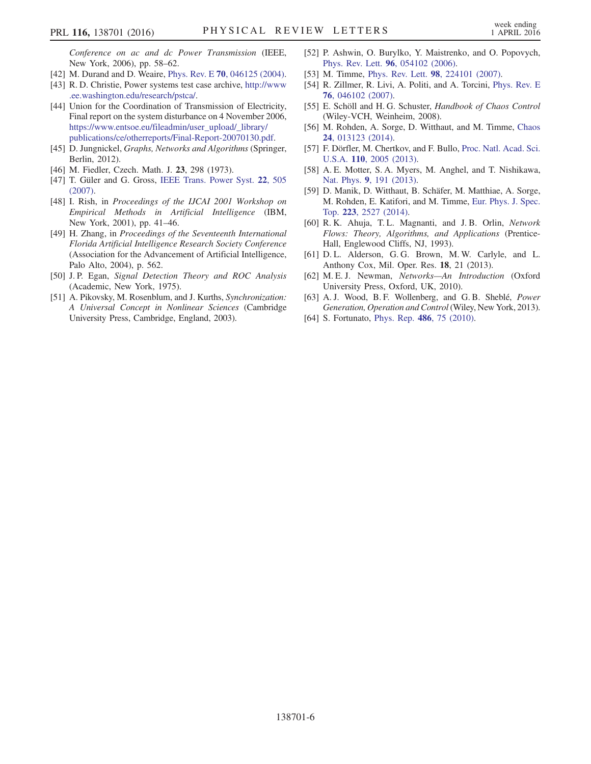Conference on ac and dc Power Transmission (IEEE, New York, 2006), pp. 58–62.

[42] M. Durand and D. Weaire, Phys. Rev. E **70**, 046125 (2004).

[43] R. D. Christie, Power systems test case archive, http://www.ee.washington.edu/research/pstca/.

[44] Union for the Coordination of Transmission of Electricity, Final report on the system disturbance on 4 November 2006, https://www.entsoe.eu/fileadmin/user_upload/_library/publications/ce/otherreports/Final-Report-20070130.pdf.

[45] D. Jungnickel, *Graphs, Networks and Algorithms* (Springer, Berlin, 2012).

[46] M. Fiedler, Czech. Math. J. **23**, 298 (1973).

[47] T. Güler and G. Gross, IEEE Trans. Power Syst. **22**, 505 (2007).

[48] I. Rish, in *Proceedings of the IJCAI 2001 Workshop on Empirical Methods in Artificial Intelligence* (IBM, New York, 2001), pp. 41–46.

[49] H. Zhang, in *Proceedings of the Seventeenth International Florida Artificial Intelligence Research Society Conference* (Association for the Advancement of Artificial Intelligence, Palo Alto, 2004), p. 562.

[50] J. P. Egan, *Signal Detection Theory and ROC Analysis* (Academic, New York, 1975).

[51] A. Pikovsky, M. Rosenblum, and J. Kurths, *Synchronization: A Universal Concept in Nonlinear Sciences* (Cambridge University Press, Cambridge, England, 2003).

[52] P. Ashwin, O. Burylko, Y. Maistrenko, and O. Popovych, Phys. Rev. Lett. **96**, 054102 (2006).

[53] M. Timme, Phys. Rev. Lett. **98**, 224101 (2007).

[54] R. Zillmer, R. Livi, A. Politi, and A. Torcini, Phys. Rev. E **76**, 046102 (2007).

[55] E. Schöll and H. G. Schuster, *Handbook of Chaos Control* (Wiley-VCH, Weinheim, 2008).

[56] M. Rohden, A. Sorge, D. Witthaut, and M. Timme, Chaos **24**, 013123 (2014).

[57] F. Dörfler, M. Chertkov, and F. Bullo, Proc. Natl. Acad. Sci. U.S.A. **110**, 2005 (2013).

[58] A. E. Motter, S. A. Myers, M. Anghel, and T. Nishikawa, Nat. Phys. **9**, 191 (2013).

[59] D. Manik, D. Witthaut, B. Schäfer, M. Matthiae, A. Sorge, M. Rohden, E. Katifori, and M. Timme, Eur. Phys. J. Spec. Top. **223**, 2527 (2014).

[60] R. K. Ahuja, T. L. Magnanti, and J. B. Orlin, *Network Flows: Theory, Algorithms, and Applications* (Prentice-Hall, Englewood Cliffs, NJ, 1993).

[61] D. L. Alderson, G. G. Brown, M. W. Carlyle, and L. Anthony Cox, Mil. Oper. Res. **18**, 21 (2013).

[62] M. E. J. Newman, *Networks—An Introduction* (Oxford University Press, Oxford, UK, 2010).

[63] A. J. Wood, B. F. Wollenberg, and G. B. Sheblé, *Power Generation, Operation and Control* (Wiley, New York, 2013).

[64] S. Fortunato, Phys. Rep. **486**, 75 (2010).